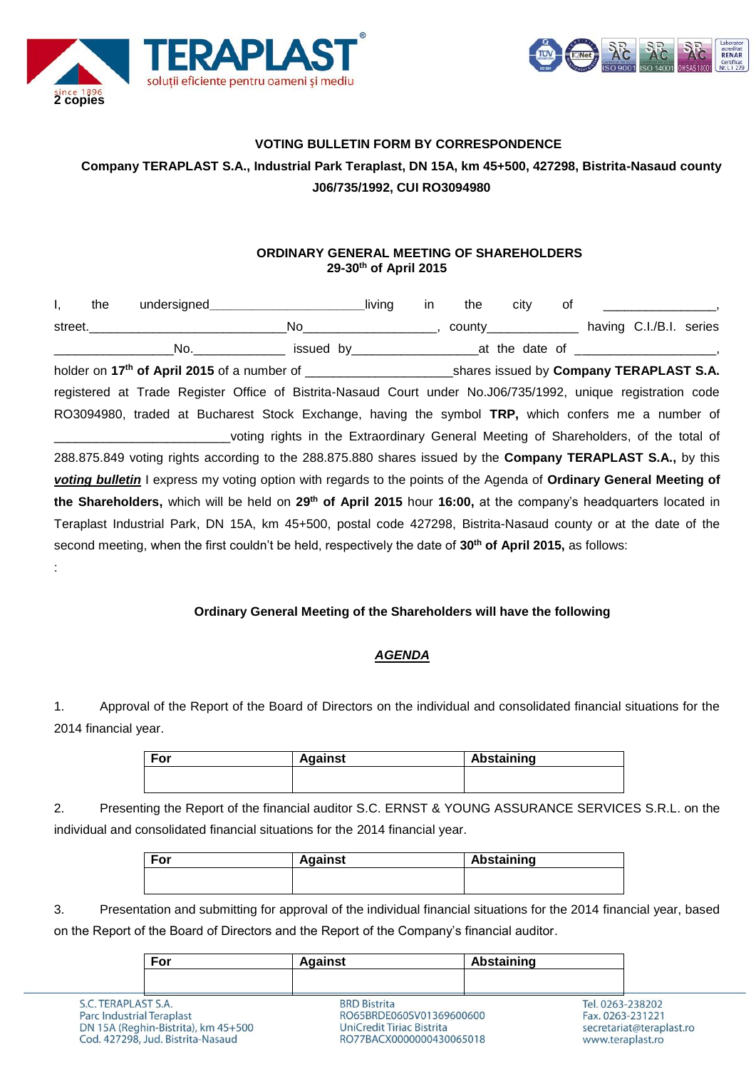**2 copies**

**VOTING BULLETIN FORM BY CORRESPONDENCE**

**Company TERAPLAST S.A., Industrial Park Teraplast, DN 15A, km 45+500, 427298, Bistrita-Nasaud county**

**J06/735/1992, CUI RO3094980**

**ORDINARY GENERAL MEETING OF SHAREHOLDERS**
**29-30th of April 2015**

I, the undersigned______________________living in the city of ________________, street.____________________________No___________________, county_____________ having C.I./B.I. series _________________No._____________ issued by__________________at the date of ____________________, holder on **17th of April 2015** of a number of _____________________shares issued by **Company TERAPLAST S.A.** registered at Trade Register Office of Bistrita-Nasaud Court under No.J06/735/1992, unique registration code RO3094980, traded at Bucharest Stock Exchange, having the symbol **TRP,** which confers me a number of _________________________voting rights in the Extraordinary General Meeting of Shareholders, of the total of 288.875.849 voting rights according to the 288.875.880 shares issued by the **Company TERAPLAST S.A.,** by this ***voting bulletin*** I express my voting option with regards to the points of the Agenda of **Ordinary General Meeting of the Shareholders,** which will be held on **29th of April 2015** hour **16:00,** at the company's headquarters located in Teraplast Industrial Park, DN 15A, km 45+500, postal code 427298, Bistrita-Nasaud county or at the date of the second meeting, when the first couldn't be held, respectively the date of **30th of April 2015,** as follows:

:

**Ordinary General Meeting of the Shareholders will have the following**

***AGENDA***

1. Approval of the Report of the Board of Directors on the individual and consolidated financial situations for the 2014 financial year.

| For | Against | Abstaining |
|---|---|---|
| | | |

2. Presenting the Report of the financial auditor S.C. ERNST & YOUNG ASSURANCE SERVICES S.R.L. on the individual and consolidated financial situations for the 2014 financial year.

| For | Against | Abstaining |
|---|---|---|
| | | |

3. Presentation and submitting for approval of the individual financial situations for the 2014 financial year, based on the Report of the Board of Directors and the Report of the Company's financial auditor.

| For | Against | Abstaining |
|---|---|---|
| | | |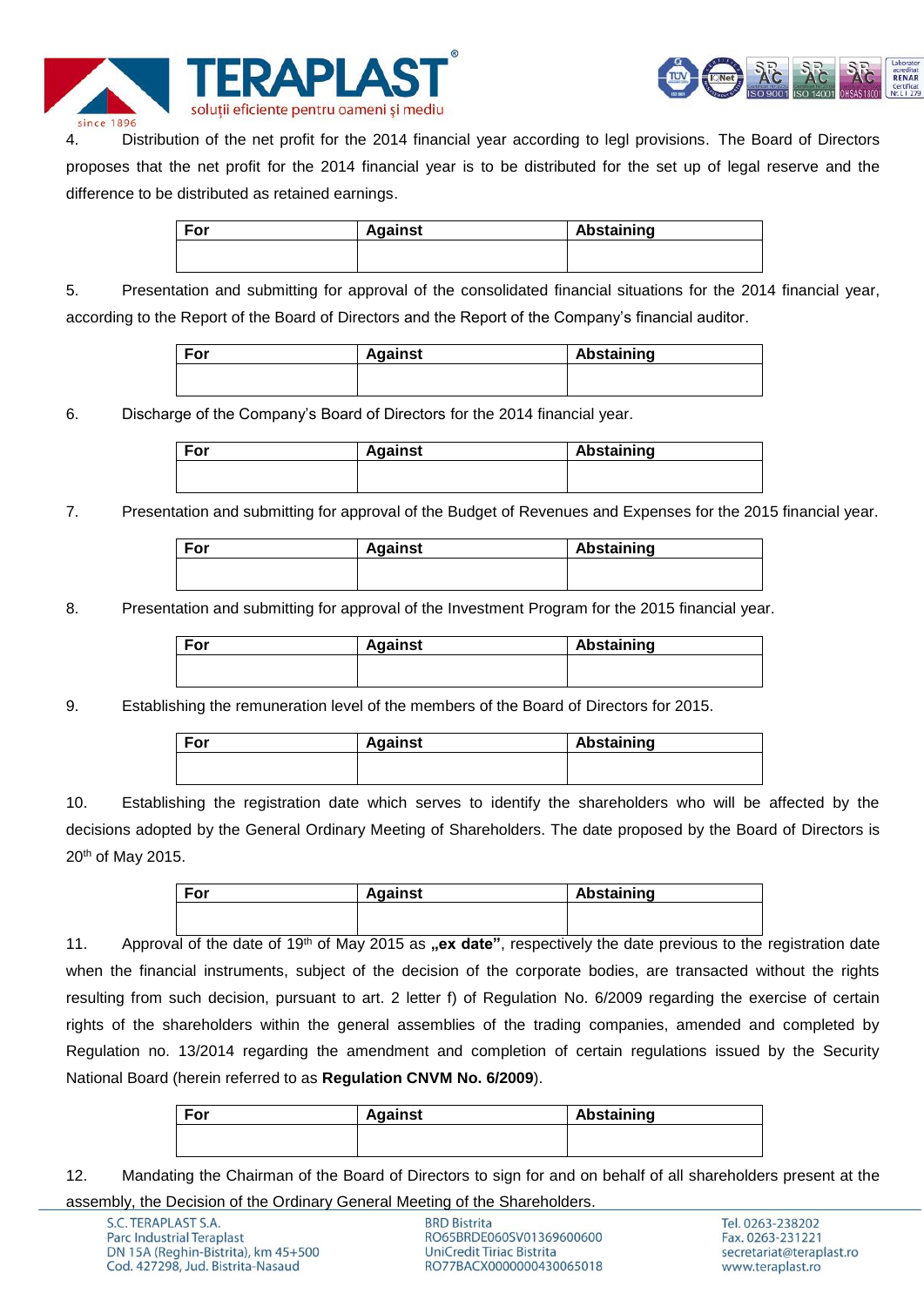4. Distribution of the net profit for the 2014 financial year according to legl provisions. The Board of Directors proposes that the net profit for the 2014 financial year is to be distributed for the set up of legal reserve and the difference to be distributed as retained earnings.

| For | Against | Abstaining |
| --- | --- | --- |
| | | |

5. Presentation and submitting for approval of the consolidated financial situations for the 2014 financial year, according to the Report of the Board of Directors and the Report of the Company's financial auditor.

| For | Against | Abstaining |
| --- | --- | --- |
| | | |

6. Discharge of the Company's Board of Directors for the 2014 financial year.

| For | Against | Abstaining |
| --- | --- | --- |
| | | |

7. Presentation and submitting for approval of the Budget of Revenues and Expenses for the 2015 financial year.

| For | Against | Abstaining |
| --- | --- | --- |
| | | |

8. Presentation and submitting for approval of the Investment Program for the 2015 financial year.

| For | Against | Abstaining |
| --- | --- | --- |
| | | |

9. Establishing the remuneration level of the members of the Board of Directors for 2015.

| For | Against | Abstaining |
| --- | --- | --- |
| | | |

10. Establishing the registration date which serves to identify the shareholders who will be affected by the decisions adopted by the General Ordinary Meeting of Shareholders. The date proposed by the Board of Directors is 20th of May 2015.

| For | Against | Abstaining |
| --- | --- | --- |
| | | |

11. Approval of the date of 19th of May 2015 as **„ex date"**, respectively the date previous to the registration date when the financial instruments, subject of the decision of the corporate bodies, are transacted without the rights resulting from such decision, pursuant to art. 2 letter f) of Regulation No. 6/2009 regarding the exercise of certain rights of the shareholders within the general assemblies of the trading companies, amended and completed by Regulation no. 13/2014 regarding the amendment and completion of certain regulations issued by the Security National Board (herein referred to as **Regulation CNVM No. 6/2009**).

| For | Against | Abstaining |
| --- | --- | --- |
| | | |

12. Mandating the Chairman of the Board of Directors to sign for and on behalf of all shareholders present at the assembly, the Decision of the Ordinary General Meeting of the Shareholders.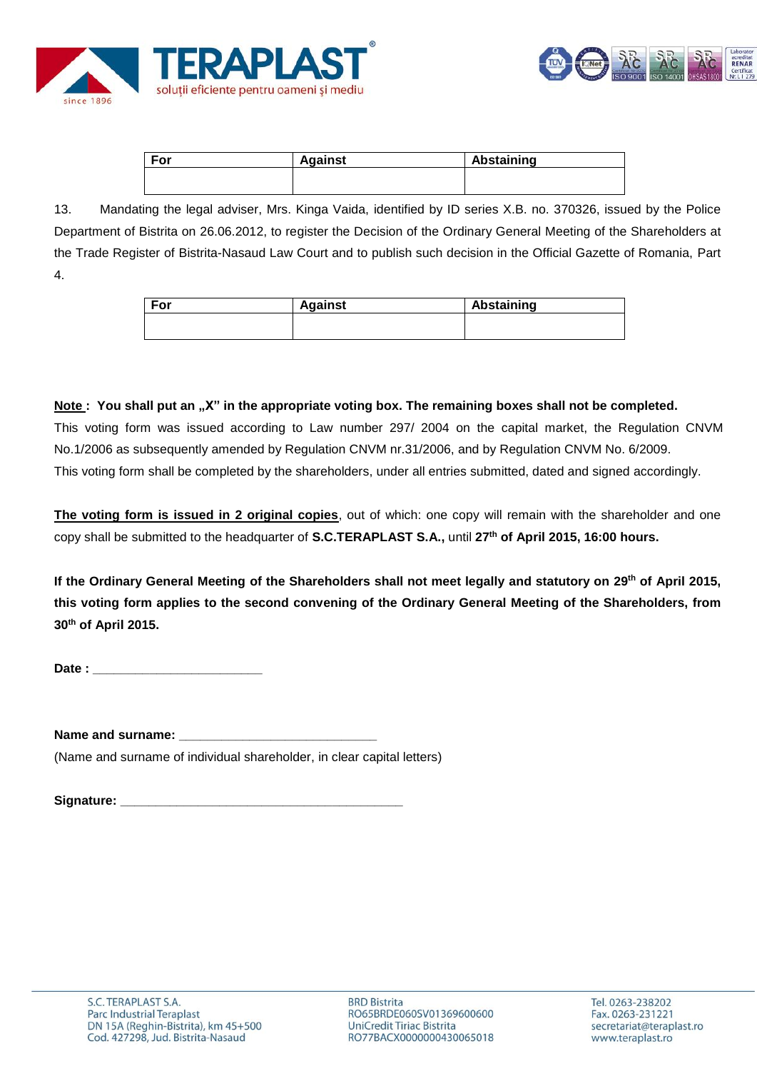| For | Against | Abstaining |
|---|---|---|
| | | |

13. Mandating the legal adviser, Mrs. Kinga Vaida, identified by ID series X.B. no. 370326, issued by the Police Department of Bistrita on 26.06.2012, to register the Decision of the Ordinary General Meeting of the Shareholders at the Trade Register of Bistrita-Nasaud Law Court and to publish such decision in the Official Gazette of Romania, Part 4.

| For | Against | Abstaining |
|---|---|---|
| | | |

**<u>Note</u> : You shall put an „X" in the appropriate voting box. The remaining boxes shall not be completed.**

This voting form was issued according to Law number 297/ 2004 on the capital market, the Regulation CNVM No.1/2006 as subsequently amended by Regulation CNVM nr.31/2006, and by Regulation CNVM No. 6/2009.

This voting form shall be completed by the shareholders, under all entries submitted, dated and signed accordingly.

**<u>The voting form is issued in 2 original copies</u>**, out of which: one copy will remain with the shareholder and one copy shall be submitted to the headquarter of **S.C.TERAPLAST S.A.,** until **27th of April 2015, 16:00 hours.**

**If the Ordinary General Meeting of the Shareholders shall not meet legally and statutory on 29th of April 2015, this voting form applies to the second convening of the Ordinary General Meeting of the Shareholders, from 30th of April 2015.**

**Date : ________________________**

**Name and surname: ____________________________**

(Name and surname of individual shareholder, in clear capital letters)

**Signature: ________________________________________**

S.C. TERAPLAST S.A.
Parc Industrial Teraplast
DN 15A (Reghin-Bistrita), km 45+500
Cod. 427298, Jud. Bistrita-Nasaud

BRD Bistrita
RO65BRDE060SV01369600600
UniCredit Tiriac Bistrita
RO77BACX0000000430065018

Tel. 0263-238202
Fax. 0263-231221
secretariat@teraplast.ro
www.teraplast.ro